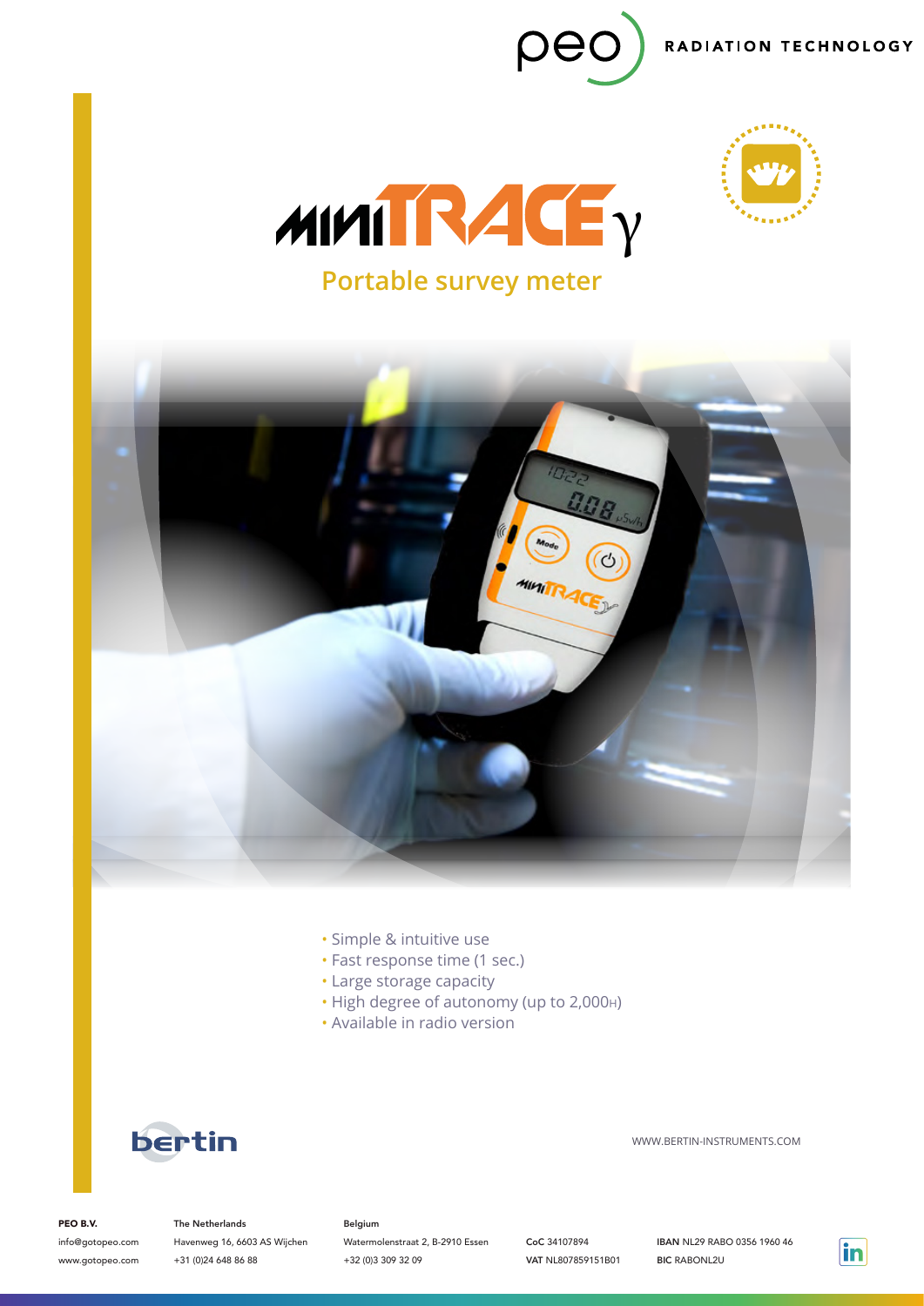peo RADIATION TECHNOLOGY

# MINITRACE γ

## Portable survey meter

- Simple & intuitive use
- Fast response time (1 sec.)
- Large storage capacity
- High degree of autonomy (up to 2,000H)
- Available in radio version

bertin

WWW.BERTIN-INSTRUMENTS.COM

**PEO B.V.**
info@gotopeo.com
www.gotopeo.com

The Netherlands
Havenweg 16, 6603 AS Wijchen
+31 (0)24 648 86 88

Belgium
Watermolenstraat 2, B-2910 Essen
+32 (0)3 309 32 09

**CoC** 34107894
**VAT** NL807859151B01

**IBAN** NL29 RABO 0356 1960 46
**BIC** RABONL2U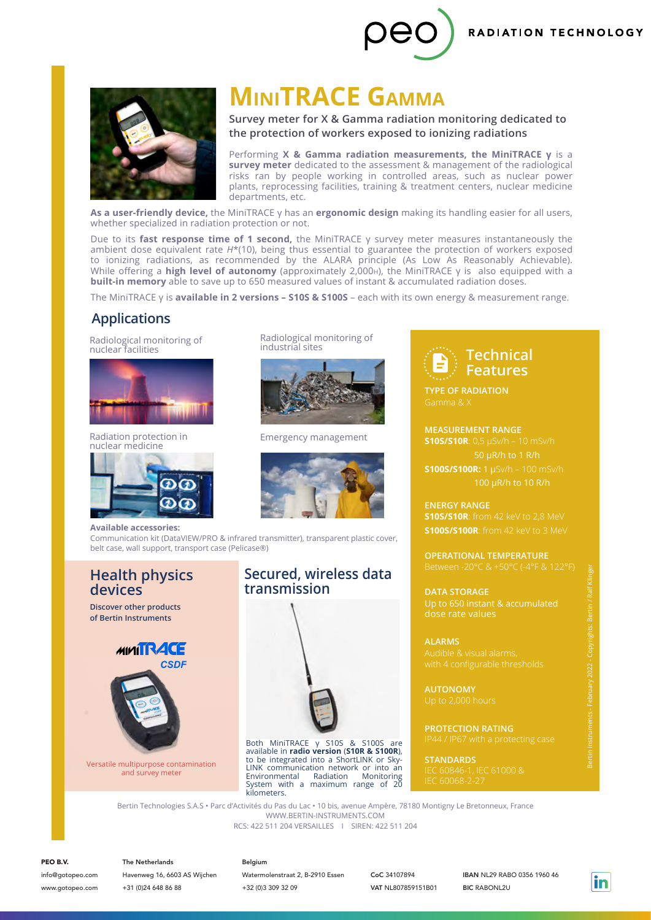# MiniTRACE Gamma

**Survey meter for X & Gamma radiation monitoring dedicated to the protection of workers exposed to ionizing radiations**

Performing **X & Gamma radiation measurements, the MiniTRACE γ** is a **survey meter** dedicated to the assessment & management of the radiological risks ran by people working in controlled areas, such as nuclear power plants, reprocessing facilities, training & treatment centers, nuclear medicine departments, etc.

**As a user-friendly device,** the MiniTRACE γ has an **ergonomic design** making its handling easier for all users, whether specialized in radiation protection or not.

Due to its **fast response time of 1 second,** the MiniTRACE γ survey meter measures instantaneously the ambient dose equivalent rate *H*\*(10), being thus essential to guarantee the protection of workers exposed to ionizing radiations, as recommended by the ALARA principle (As Low As Reasonably Achievable). While offering a **high level of autonomy** (approximately 2,000H), the MiniTRACE γ is also equipped with a **built-in memory** able to save up to 650 measured values of instant & accumulated radiation doses.

The MiniTRACE γ is **available in 2 versions – S10S & S100S** – each with its own energy & measurement range.

## Applications

Radiological monitoring of nuclear facilities

Radiological monitoring of industrial sites

Radiation protection in nuclear medicine

Emergency management

**Available accessories:**
Communication kit (DataVIEW/PRO & infrared transmitter), transparent plastic cover, belt case, wall support, transport case (Pelicase®)

## Technical Features

**TYPE OF RADIATION**
Gamma & X

**MEASUREMENT RANGE**
**S10S/S10R**: 0,5 μSv/h – 10 mSv/h
50 μR/h to 1 R/h
**S100S/S100R:** 1 μSv/h – 100 mSv/h
100 μR/h to 10 R/h

**ENERGY RANGE**
**S10S/S10R**: from 42 keV to 2,8 MeV
**S100S/S100R**: from 42 keV to 3 MeV

**OPERATIONAL TEMPERATURE**
Between -20°C & +50°C (-4°F & 122°F)

**DATA STORAGE**
Up to 650 instant & accumulated dose rate values

**ALARMS**
Audible & visual alarms, with 4 configurable thresholds

**AUTONOMY**
Up to 2,000 hours

**PROTECTION RATING**
IP44 / IP67 with a protecting case

**STANDARDS**
IEC 60846-1, IEC 61000 & IEC 60068-2-27

## Health physics devices

**Discover other products of Bertin Instruments**

MiniTRACE CSDF

Versatile multipurpose contamination and survey meter

## Secured, wireless data transmission

Both MiniTRACE γ S10S & S100S are available in **radio version** (**S10R & S100R**), to be integrated into a ShortLINK or Sky-LINK communication network or into an Environmental Radiation Monitoring System with a maximum range of 20 kilometers.

Bertin Instruments - February 2022 - Copyrights: Bertin / Ralf Klinger

Bertin Technologies S.A.S • Parc d'Activités du Pas du Lac • 10 bis, avenue Ampère, 78180 Montigny Le Bretonneux, France
WWW.BERTIN-INSTRUMENTS.COM
RCS: 422 511 204 VERSAILLES I SIREN: 422 511 204

**PEO B.V.**
info@gotopeo.com
www.gotopeo.com

The Netherlands
Havenweg 16, 6603 AS Wijchen
+31 (0)24 648 86 88

Belgium
Watermolenstraat 2, B-2910 Essen
+32 (0)3 309 32 09

**CoC** 34107894
**VAT** NL807859151B01

**IBAN** NL29 RABO 0356 1960 46
**BIC** RABONL2U